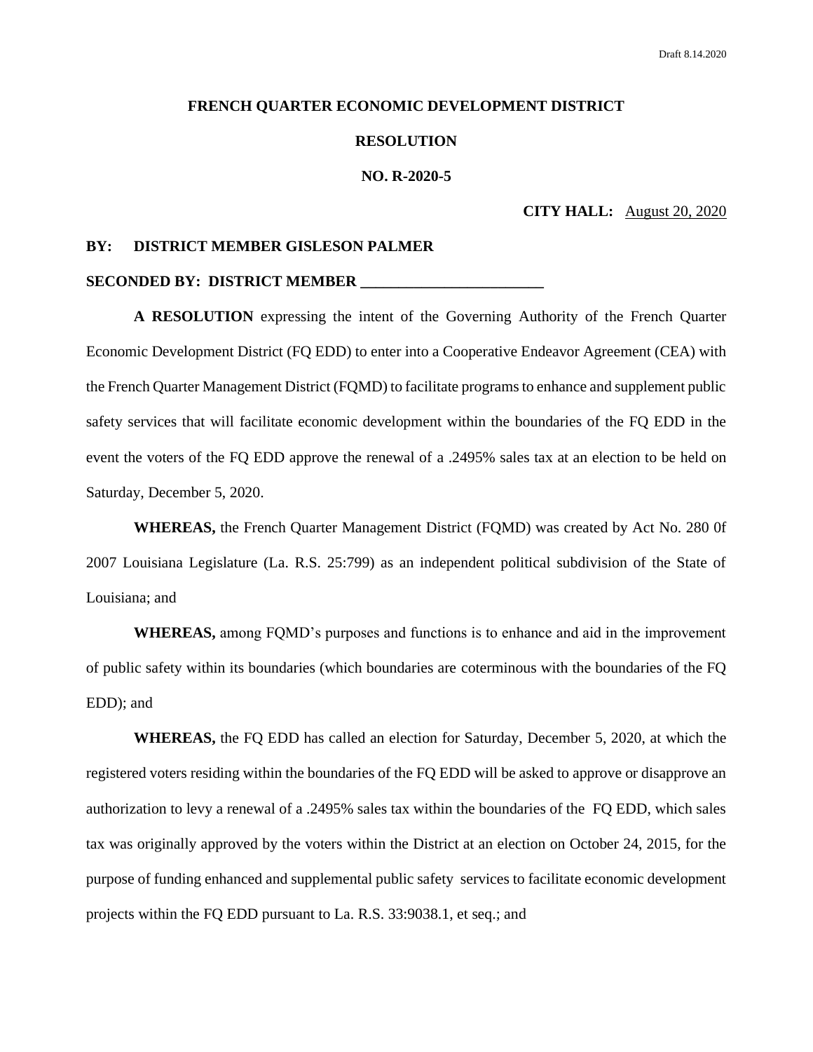Draft 8.14.2020

**FRENCH QUARTER ECONOMIC DEVELOPMENT DISTRICT**

**RESOLUTION**

**NO. R-2020-5**

**CITY HALL:** August 20, 2020

**BY: DISTRICT MEMBER GISLESON PALMER**

**SECONDED BY: DISTRICT MEMBER ________________________**

**A RESOLUTION** expressing the intent of the Governing Authority of the French Quarter Economic Development District (FQ EDD) to enter into a Cooperative Endeavor Agreement (CEA) with the French Quarter Management District (FQMD) to facilitate programs to enhance and supplement public safety services that will facilitate economic development within the boundaries of the FQ EDD in the event the voters of the FQ EDD approve the renewal of a .2495% sales tax at an election to be held on Saturday, December 5, 2020.

**WHEREAS,** the French Quarter Management District (FQMD) was created by Act No. 280 0f 2007 Louisiana Legislature (La. R.S. 25:799) as an independent political subdivision of the State of Louisiana; and

**WHEREAS,** among FQMD's purposes and functions is to enhance and aid in the improvement of public safety within its boundaries (which boundaries are coterminous with the boundaries of the FQ EDD); and

**WHEREAS,** the FQ EDD has called an election for Saturday, December 5, 2020, at which the registered voters residing within the boundaries of the FQ EDD will be asked to approve or disapprove an authorization to levy a renewal of a .2495% sales tax within the boundaries of the FQ EDD, which sales tax was originally approved by the voters within the District at an election on October 24, 2015, for the purpose of funding enhanced and supplemental public safety services to facilitate economic development projects within the FQ EDD pursuant to La. R.S. 33:9038.1, et seq.; and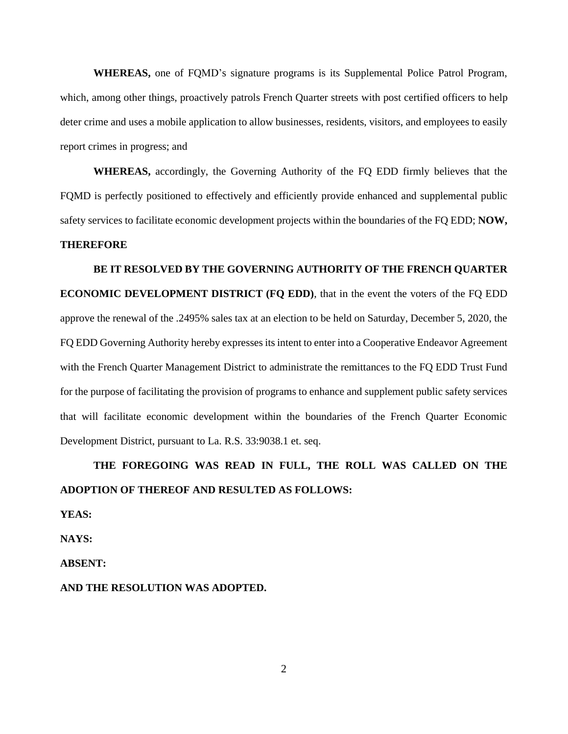**WHEREAS,** one of FQMD's signature programs is its Supplemental Police Patrol Program, which, among other things, proactively patrols French Quarter streets with post certified officers to help deter crime and uses a mobile application to allow businesses, residents, visitors, and employees to easily report crimes in progress; and

**WHEREAS,** accordingly, the Governing Authority of the FQ EDD firmly believes that the FQMD is perfectly positioned to effectively and efficiently provide enhanced and supplemental public safety services to facilitate economic development projects within the boundaries of the FQ EDD; **NOW, THEREFORE**

**BE IT RESOLVED BY THE GOVERNING AUTHORITY OF THE FRENCH QUARTER ECONOMIC DEVELOPMENT DISTRICT (FQ EDD)**, that in the event the voters of the FQ EDD approve the renewal of the .2495% sales tax at an election to be held on Saturday, December 5, 2020, the FQ EDD Governing Authority hereby expresses its intent to enter into a Cooperative Endeavor Agreement with the French Quarter Management District to administrate the remittances to the FQ EDD Trust Fund for the purpose of facilitating the provision of programs to enhance and supplement public safety services that will facilitate economic development within the boundaries of the French Quarter Economic Development District, pursuant to La. R.S. 33:9038.1 et. seq.

**THE FOREGOING WAS READ IN FULL, THE ROLL WAS CALLED ON THE ADOPTION OF THEREOF AND RESULTED AS FOLLOWS:**

**YEAS:**

**NAYS:**

**ABSENT:**

**AND THE RESOLUTION WAS ADOPTED.**